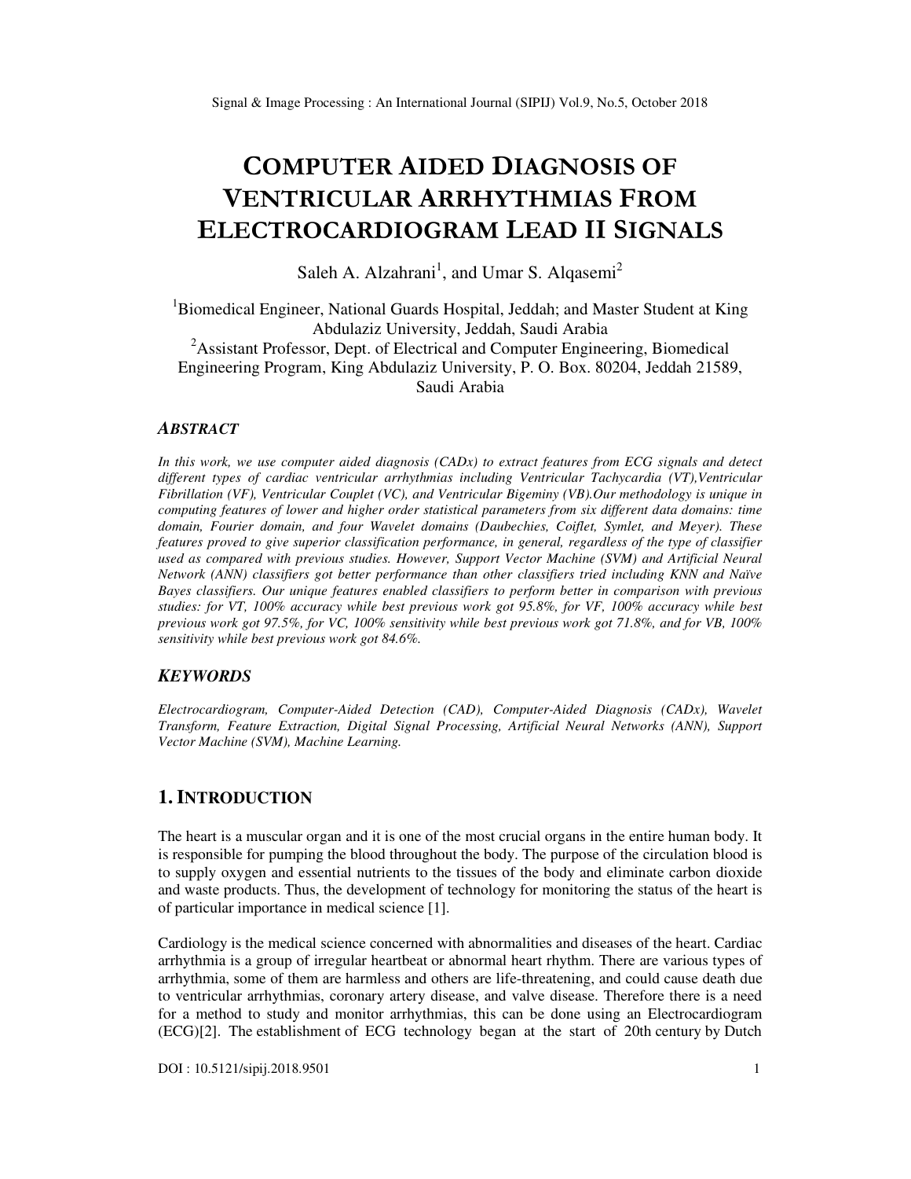# COMPUTER AIDED DIAGNOSIS OF VENTRICULAR ARRHYTHMIAS FROM ELECTROCARDIOGRAM LEAD II SIGNALS

Saleh A. Alzahrani[1], and Umar S. Alqasemi[2]

[1]Biomedical Engineer, National Guards Hospital, Jeddah; and Master Student at King Abdulaziz University, Jeddah, Saudi Arabia

[2]Assistant Professor, Dept. of Electrical and Computer Engineering, Biomedical Engineering Program, King Abdulaziz University, P. O. Box. 80204, Jeddah 21589, Saudi Arabia

## *ABSTRACT*

*In this work, we use computer aided diagnosis (CADx) to extract features from ECG signals and detect different types of cardiac ventricular arrhythmias including Ventricular Tachycardia (VT),Ventricular Fibrillation (VF), Ventricular Couplet (VC), and Ventricular Bigeminy (VB).Our methodology is unique in computing features of lower and higher order statistical parameters from six different data domains: time domain, Fourier domain, and four Wavelet domains (Daubechies, Coiflet, Symlet, and Meyer). These features proved to give superior classification performance, in general, regardless of the type of classifier used as compared with previous studies. However, Support Vector Machine (SVM) and Artificial Neural Network (ANN) classifiers got better performance than other classifiers tried including KNN and Naïve Bayes classifiers. Our unique features enabled classifiers to perform better in comparison with previous studies: for VT, 100% accuracy while best previous work got 95.8%, for VF, 100% accuracy while best previous work got 97.5%, for VC, 100% sensitivity while best previous work got 71.8%, and for VB, 100% sensitivity while best previous work got 84.6%.*

## *KEYWORDS*

*Electrocardiogram, Computer-Aided Detection (CAD), Computer-Aided Diagnosis (CADx), Wavelet Transform, Feature Extraction, Digital Signal Processing, Artificial Neural Networks (ANN), Support Vector Machine (SVM), Machine Learning.*

## 1. INTRODUCTION

The heart is a muscular organ and it is one of the most crucial organs in the entire human body. It is responsible for pumping the blood throughout the body. The purpose of the circulation blood is to supply oxygen and essential nutrients to the tissues of the body and eliminate carbon dioxide and waste products. Thus, the development of technology for monitoring the status of the heart is of particular importance in medical science [1].

Cardiology is the medical science concerned with abnormalities and diseases of the heart. Cardiac arrhythmia is a group of irregular heartbeat or abnormal heart rhythm. There are various types of arrhythmia, some of them are harmless and others are life-threatening, and could cause death due to ventricular arrhythmias, coronary artery disease, and valve disease. Therefore there is a need for a method to study and monitor arrhythmias, this can be done using an Electrocardiogram (ECG)[2]. The establishment of ECG technology began at the start of 20th century by Dutch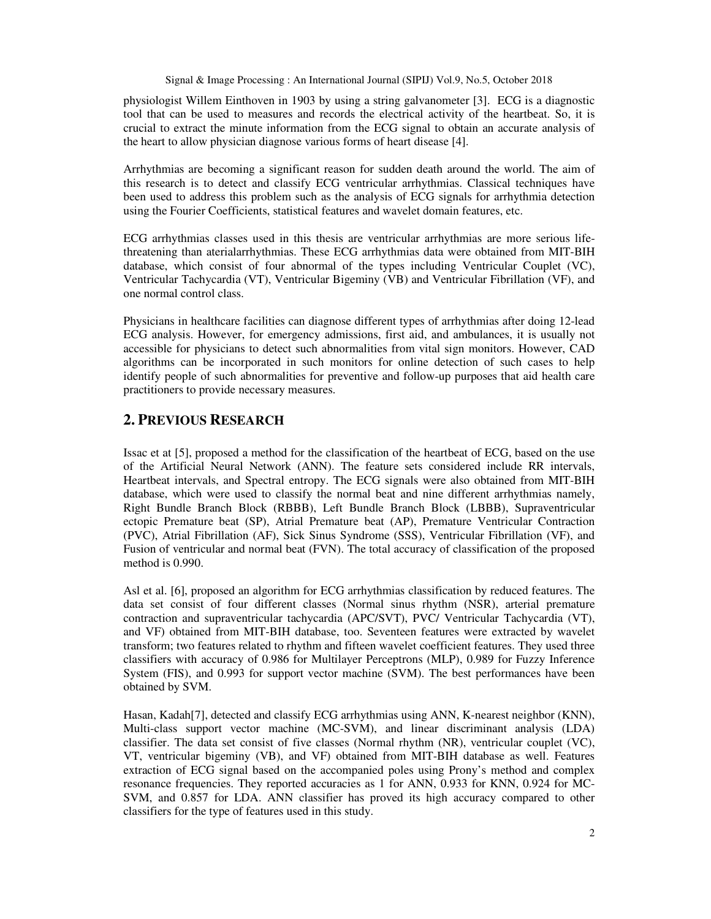physiologist Willem Einthoven in 1903 by using a string galvanometer [3]. ECG is a diagnostic tool that can be used to measures and records the electrical activity of the heartbeat. So, it is crucial to extract the minute information from the ECG signal to obtain an accurate analysis of the heart to allow physician diagnose various forms of heart disease [4].

Arrhythmias are becoming a significant reason for sudden death around the world. The aim of this research is to detect and classify ECG ventricular arrhythmias. Classical techniques have been used to address this problem such as the analysis of ECG signals for arrhythmia detection using the Fourier Coefficients, statistical features and wavelet domain features, etc.

ECG arrhythmias classes used in this thesis are ventricular arrhythmias are more serious life-threatening than aterialarrhythmias. These ECG arrhythmias data were obtained from MIT-BIH database, which consist of four abnormal of the types including Ventricular Couplet (VC), Ventricular Tachycardia (VT), Ventricular Bigeminy (VB) and Ventricular Fibrillation (VF), and one normal control class.

Physicians in healthcare facilities can diagnose different types of arrhythmias after doing 12-lead ECG analysis. However, for emergency admissions, first aid, and ambulances, it is usually not accessible for physicians to detect such abnormalities from vital sign monitors. However, CAD algorithms can be incorporated in such monitors for online detection of such cases to help identify people of such abnormalities for preventive and follow-up purposes that aid health care practitioners to provide necessary measures.

## 2. PREVIOUS RESEARCH

Issac et at [5], proposed a method for the classification of the heartbeat of ECG, based on the use of the Artificial Neural Network (ANN). The feature sets considered include RR intervals, Heartbeat intervals, and Spectral entropy. The ECG signals were also obtained from MIT-BIH database, which were used to classify the normal beat and nine different arrhythmias namely, Right Bundle Branch Block (RBBB), Left Bundle Branch Block (LBBB), Supraventricular ectopic Premature beat (SP), Atrial Premature beat (AP), Premature Ventricular Contraction (PVC), Atrial Fibrillation (AF), Sick Sinus Syndrome (SSS), Ventricular Fibrillation (VF), and Fusion of ventricular and normal beat (FVN). The total accuracy of classification of the proposed method is 0.990.

Asl et al. [6], proposed an algorithm for ECG arrhythmias classification by reduced features. The data set consist of four different classes (Normal sinus rhythm (NSR), arterial premature contraction and supraventricular tachycardia (APC/SVT), PVC/ Ventricular Tachycardia (VT), and VF) obtained from MIT-BIH database, too. Seventeen features were extracted by wavelet transform; two features related to rhythm and fifteen wavelet coefficient features. They used three classifiers with accuracy of 0.986 for Multilayer Perceptrons (MLP), 0.989 for Fuzzy Inference System (FIS), and 0.993 for support vector machine (SVM). The best performances have been obtained by SVM.

Hasan, Kadah[7], detected and classify ECG arrhythmias using ANN, K-nearest neighbor (KNN), Multi-class support vector machine (MC-SVM), and linear discriminant analysis (LDA) classifier. The data set consist of five classes (Normal rhythm (NR), ventricular couplet (VC), VT, ventricular bigeminy (VB), and VF) obtained from MIT-BIH database as well. Features extraction of ECG signal based on the accompanied poles using Prony's method and complex resonance frequencies. They reported accuracies as 1 for ANN, 0.933 for KNN, 0.924 for MC-SVM, and 0.857 for LDA. ANN classifier has proved its high accuracy compared to other classifiers for the type of features used in this study.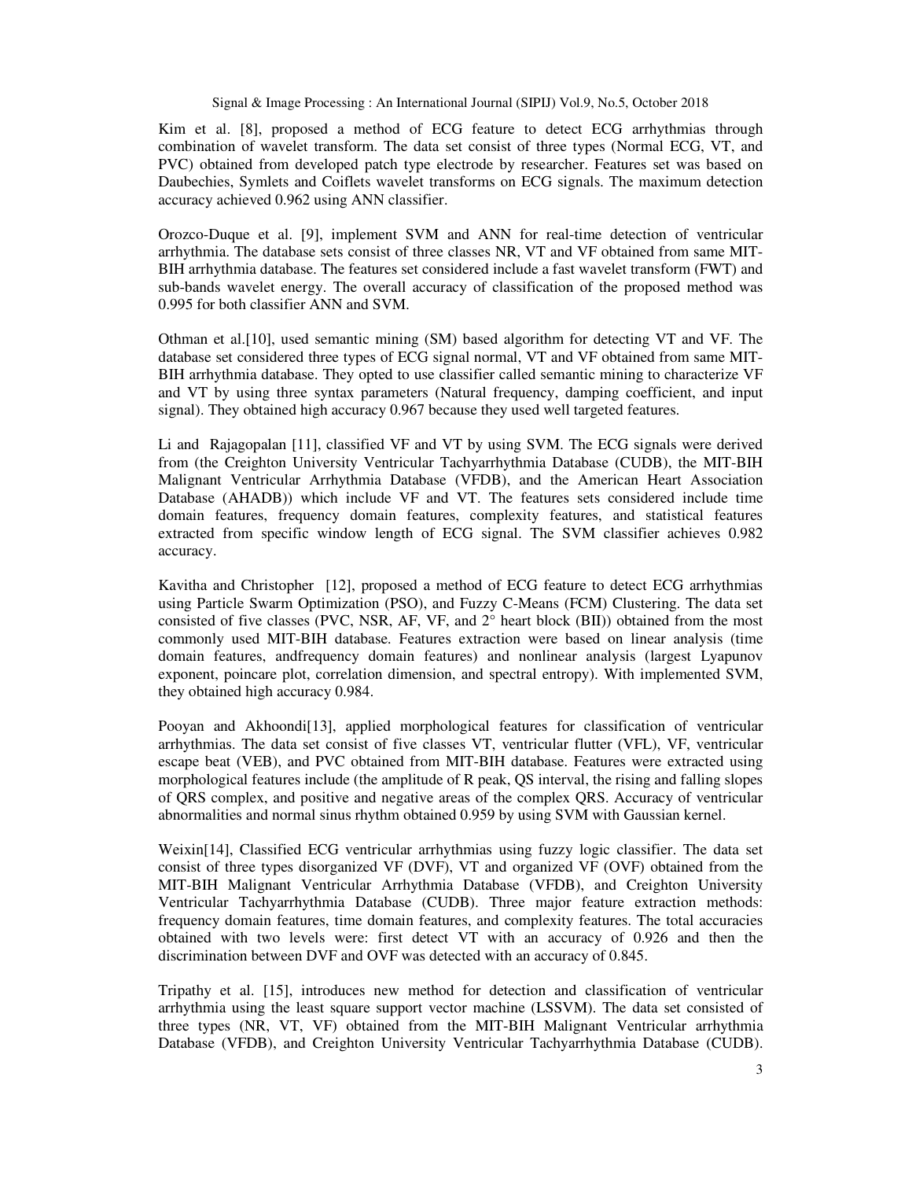Kim et al. [8], proposed a method of ECG feature to detect ECG arrhythmias through combination of wavelet transform. The data set consist of three types (Normal ECG, VT, and PVC) obtained from developed patch type electrode by researcher. Features set was based on Daubechies, Symlets and Coiflets wavelet transforms on ECG signals. The maximum detection accuracy achieved 0.962 using ANN classifier.

Orozco-Duque et al. [9], implement SVM and ANN for real-time detection of ventricular arrhythmia. The database sets consist of three classes NR, VT and VF obtained from same MIT-BIH arrhythmia database. The features set considered include a fast wavelet transform (FWT) and sub-bands wavelet energy. The overall accuracy of classification of the proposed method was 0.995 for both classifier ANN and SVM.

Othman et al.[10], used semantic mining (SM) based algorithm for detecting VT and VF. The database set considered three types of ECG signal normal, VT and VF obtained from same MIT-BIH arrhythmia database. They opted to use classifier called semantic mining to characterize VF and VT by using three syntax parameters (Natural frequency, damping coefficient, and input signal). They obtained high accuracy 0.967 because they used well targeted features.

Li and Rajagopalan [11], classified VF and VT by using SVM. The ECG signals were derived from (the Creighton University Ventricular Tachyarrhythmia Database (CUDB), the MIT-BIH Malignant Ventricular Arrhythmia Database (VFDB), and the American Heart Association Database (AHADB)) which include VF and VT. The features sets considered include time domain features, frequency domain features, complexity features, and statistical features extracted from specific window length of ECG signal. The SVM classifier achieves 0.982 accuracy.

Kavitha and Christopher [12], proposed a method of ECG feature to detect ECG arrhythmias using Particle Swarm Optimization (PSO), and Fuzzy C-Means (FCM) Clustering. The data set consisted of five classes (PVC, NSR, AF, VF, and 2° heart block (BII)) obtained from the most commonly used MIT-BIH database. Features extraction were based on linear analysis (time domain features, andfrequency domain features) and nonlinear analysis (largest Lyapunov exponent, poincare plot, correlation dimension, and spectral entropy). With implemented SVM, they obtained high accuracy 0.984.

Pooyan and Akhoondi[13], applied morphological features for classification of ventricular arrhythmias. The data set consist of five classes VT, ventricular flutter (VFL), VF, ventricular escape beat (VEB), and PVC obtained from MIT-BIH database. Features were extracted using morphological features include (the amplitude of R peak, QS interval, the rising and falling slopes of QRS complex, and positive and negative areas of the complex QRS. Accuracy of ventricular abnormalities and normal sinus rhythm obtained 0.959 by using SVM with Gaussian kernel.

Weixin[14], Classified ECG ventricular arrhythmias using fuzzy logic classifier. The data set consist of three types disorganized VF (DVF), VT and organized VF (OVF) obtained from the MIT-BIH Malignant Ventricular Arrhythmia Database (VFDB), and Creighton University Ventricular Tachyarrhythmia Database (CUDB). Three major feature extraction methods: frequency domain features, time domain features, and complexity features. The total accuracies obtained with two levels were: first detect VT with an accuracy of 0.926 and then the discrimination between DVF and OVF was detected with an accuracy of 0.845.

Tripathy et al. [15], introduces new method for detection and classification of ventricular arrhythmia using the least square support vector machine (LSSVM). The data set consisted of three types (NR, VT, VF) obtained from the MIT-BIH Malignant Ventricular arrhythmia Database (VFDB), and Creighton University Ventricular Tachyarrhythmia Database (CUDB).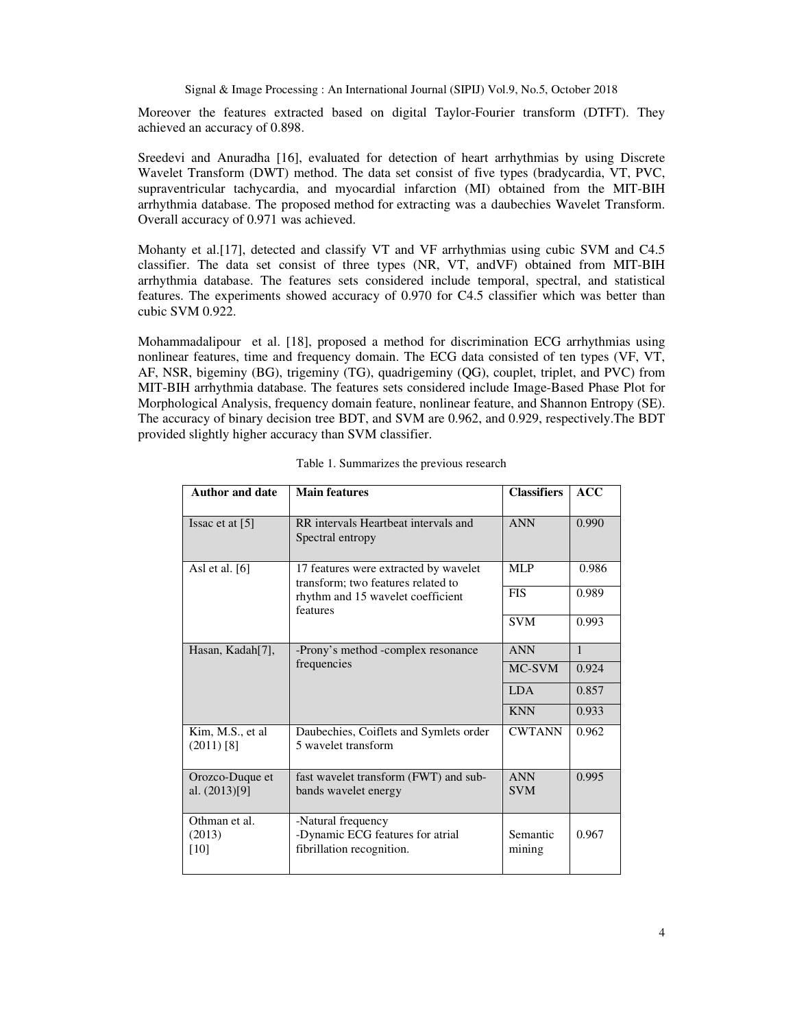Moreover the features extracted based on digital Taylor-Fourier transform (DTFT). They achieved an accuracy of 0.898.

Sreedevi and Anuradha [16], evaluated for detection of heart arrhythmias by using Discrete Wavelet Transform (DWT) method. The data set consist of five types (bradycardia, VT, PVC, supraventricular tachycardia, and myocardial infarction (MI) obtained from the MIT-BIH arrhythmia database. The proposed method for extracting was a daubechies Wavelet Transform. Overall accuracy of 0.971 was achieved.

Mohanty et al.[17], detected and classify VT and VF arrhythmias using cubic SVM and C4.5 classifier. The data set consist of three types (NR, VT, andVF) obtained from MIT-BIH arrhythmia database. The features sets considered include temporal, spectral, and statistical features. The experiments showed accuracy of 0.970 for C4.5 classifier which was better than cubic SVM 0.922.

Mohammadalipour et al. [18], proposed a method for discrimination ECG arrhythmias using nonlinear features, time and frequency domain. The ECG data consisted of ten types (VF, VT, AF, NSR, bigeminy (BG), trigeminy (TG), quadrigeminy (QG), couplet, triplet, and PVC) from MIT-BIH arrhythmia database. The features sets considered include Image-Based Phase Plot for Morphological Analysis, frequency domain feature, nonlinear feature, and Shannon Entropy (SE). The accuracy of binary decision tree BDT, and SVM are 0.962, and 0.929, respectively.The BDT provided slightly higher accuracy than SVM classifier.

Table 1. Summarizes the previous research

| Author and date | Main features | Classifiers | ACC |
|---|---|---|---|
| Issac et at [5] | RR intervals Heartbeat intervals and Spectral entropy | ANN | 0.990 |
| Asl et al. [6] | 17 features were extracted by wavelet transform; two features related to rhythm and 15 wavelet coefficient features | MLP | 0.986 |
| | | FIS | 0.989 |
| | | SVM | 0.993 |
| Hasan, Kadah[7], | -Prony's method -complex resonance frequencies | ANN | 1 |
| | | MC-SVM | 0.924 |
| | | LDA | 0.857 |
| | | KNN | 0.933 |
| Kim, M.S., et al (2011) [8] | Daubechies, Coiflets and Symlets order 5 wavelet transform | CWTANN | 0.962 |
| Orozco-Duque et al. (2013)[9] | fast wavelet transform (FWT) and sub-bands wavelet energy | ANN SVM | 0.995 |
| Othman et al. (2013) [10] | -Natural frequency -Dynamic ECG features for atrial fibrillation recognition. | Semantic mining | 0.967 |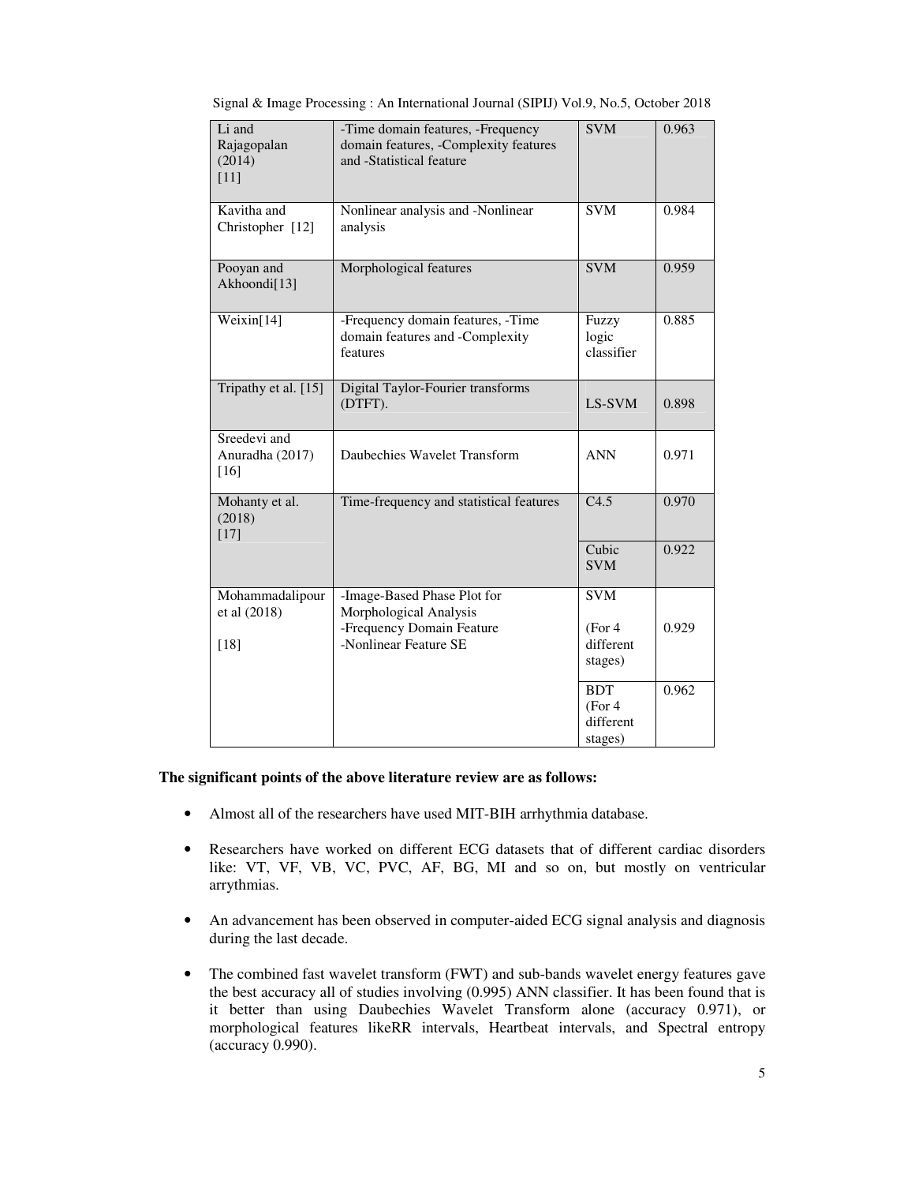| Li and Rajagopalan (2014) [11] | -Time domain features, -Frequency domain features, -Complexity features and -Statistical feature | SVM | 0.963 |
|---|---|---|---|
| Kavitha and Christopher [12] | Nonlinear analysis and -Nonlinear analysis | SVM | 0.984 |
| Pooyan and Akhoondi[13] | Morphological features | SVM | 0.959 |
| Weixin[14] | -Frequency domain features, -Time domain features and -Complexity features | Fuzzy logic classifier | 0.885 |
| Tripathy et al. [15] | Digital Taylor-Fourier transforms (DTFT). | LS-SVM | 0.898 |
| Sreedevi and Anuradha (2017) [16] | Daubechies Wavelet Transform | ANN | 0.971 |
| Mohanty et al. (2018) [17] | Time-frequency and statistical features | C4.5 | 0.970 |
| | | Cubic SVM | 0.922 |
| Mohammadalipour et al (2018) [18] | -Image-Based Phase Plot for Morphological Analysis -Frequency Domain Feature -Nonlinear Feature SE | SVM (For 4 different stages) | 0.929 |
| | | BDT (For 4 different stages) | 0.962 |

**The significant points of the above literature review are as follows:**

- Almost all of the researchers have used MIT-BIH arrhythmia database.
- Researchers have worked on different ECG datasets that of different cardiac disorders like: VT, VF, VB, VC, PVC, AF, BG, MI and so on, but mostly on ventricular arrythmias.
- An advancement has been observed in computer-aided ECG signal analysis and diagnosis during the last decade.
- The combined fast wavelet transform (FWT) and sub-bands wavelet energy features gave the best accuracy all of studies involving (0.995) ANN classifier. It has been found that is it better than using Daubechies Wavelet Transform alone (accuracy 0.971), or morphological features likeRR intervals, Heartbeat intervals, and Spectral entropy (accuracy 0.990).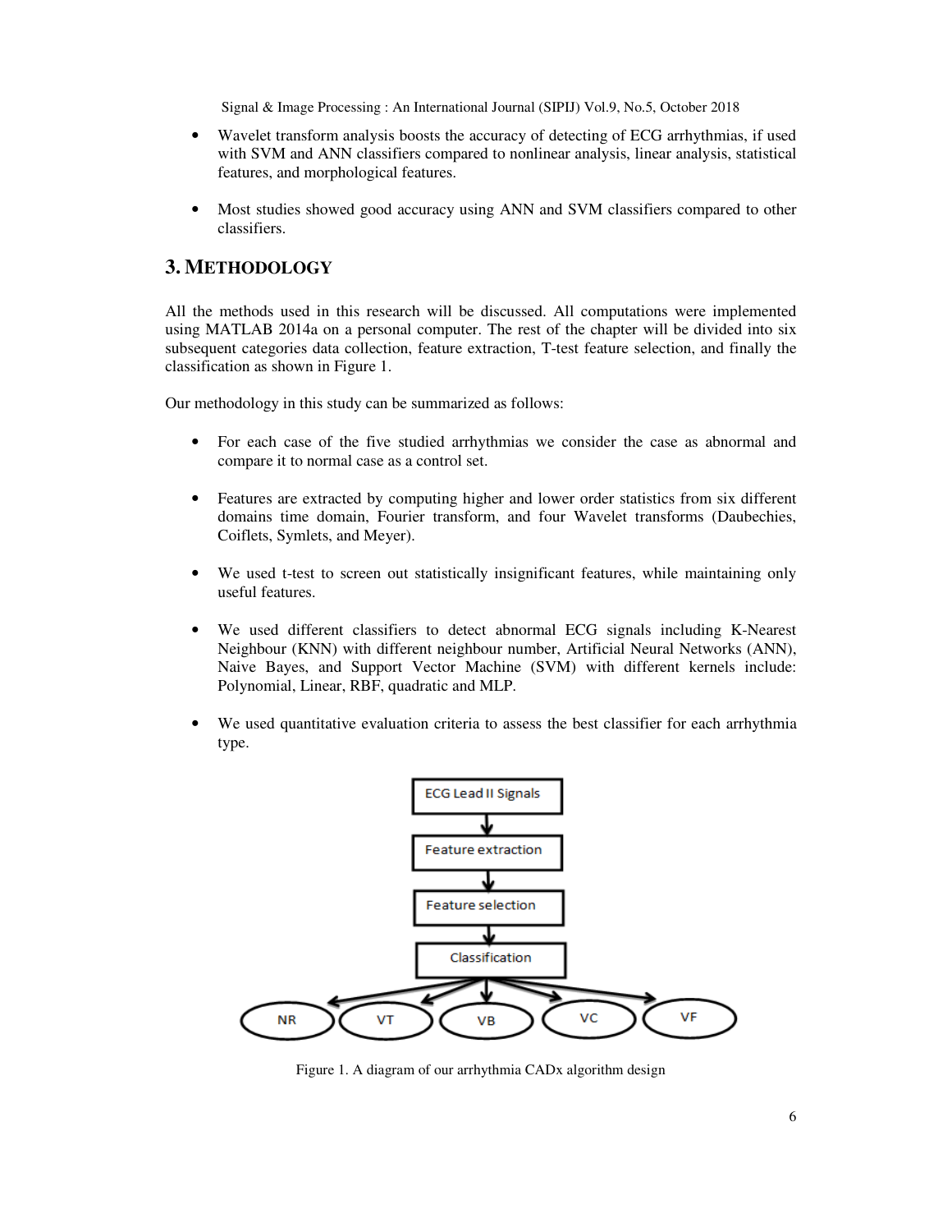- Wavelet transform analysis boosts the accuracy of detecting of ECG arrhythmias, if used with SVM and ANN classifiers compared to nonlinear analysis, linear analysis, statistical features, and morphological features.

- Most studies showed good accuracy using ANN and SVM classifiers compared to other classifiers.

## 3. METHODOLOGY

All the methods used in this research will be discussed. All computations were implemented using MATLAB 2014a on a personal computer. The rest of the chapter will be divided into six subsequent categories data collection, feature extraction, T-test feature selection, and finally the classification as shown in Figure 1.

Our methodology in this study can be summarized as follows:

- For each case of the five studied arrhythmias we consider the case as abnormal and compare it to normal case as a control set.

- Features are extracted by computing higher and lower order statistics from six different domains time domain, Fourier transform, and four Wavelet transforms (Daubechies, Coiflets, Symlets, and Meyer).

- We used t-test to screen out statistically insignificant features, while maintaining only useful features.

- We used different classifiers to detect abnormal ECG signals including K-Nearest Neighbour (KNN) with different neighbour number, Artificial Neural Networks (ANN), Naive Bayes, and Support Vector Machine (SVM) with different kernels include: Polynomial, Linear, RBF, quadratic and MLP.

- We used quantitative evaluation criteria to assess the best classifier for each arrhythmia type.

ECG Lead II Signals → Feature extraction → Feature selection → Classification → NR, VT, VB, VC, VF

Figure 1. A diagram of our arrhythmia CADx algorithm design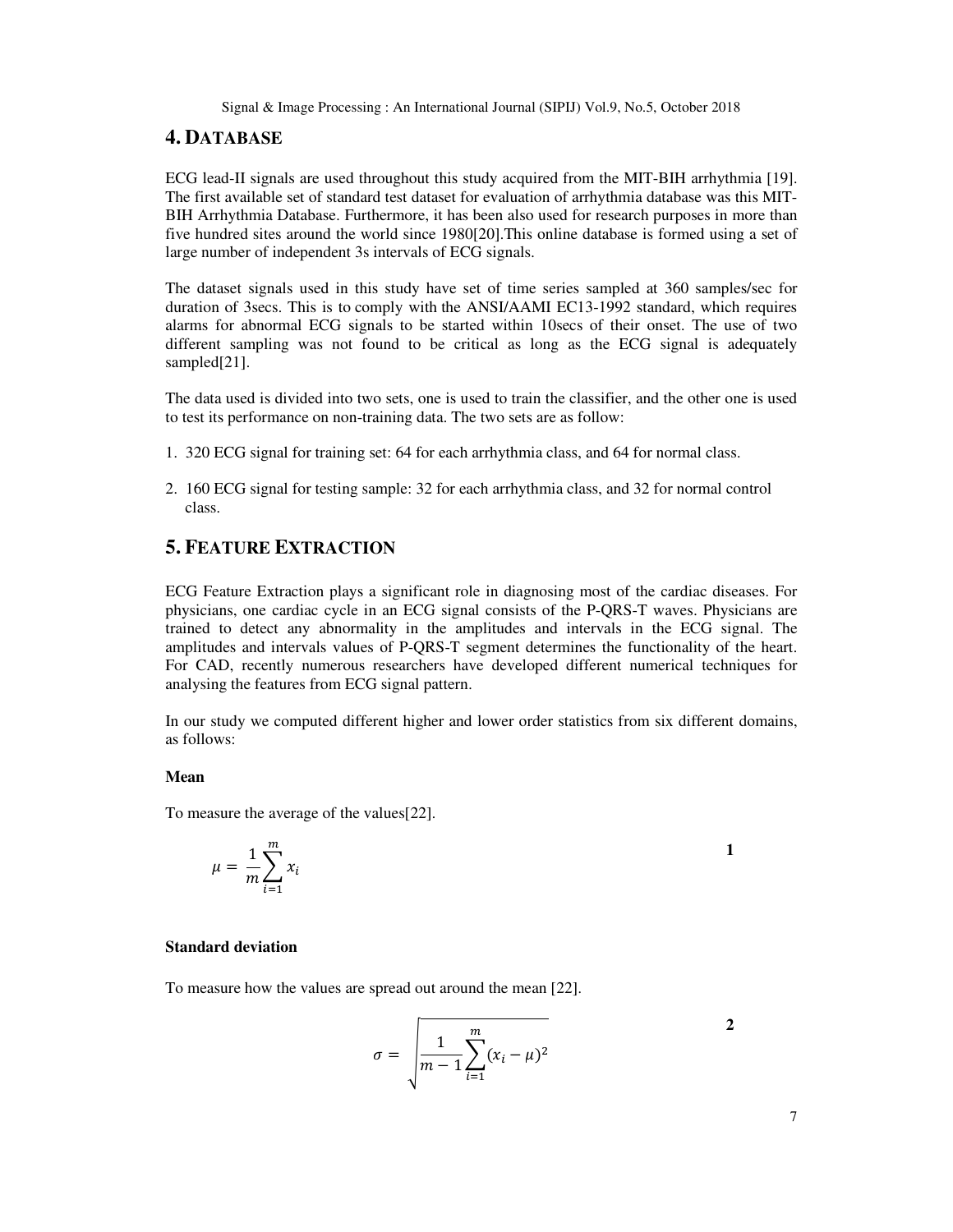## 4. DATABASE

ECG lead-II signals are used throughout this study acquired from the MIT-BIH arrhythmia [19]. The first available set of standard test dataset for evaluation of arrhythmia database was this MIT-BIH Arrhythmia Database. Furthermore, it has been also used for research purposes in more than five hundred sites around the world since 1980[20].This online database is formed using a set of large number of independent 3s intervals of ECG signals.

The dataset signals used in this study have set of time series sampled at 360 samples/sec for duration of 3secs. This is to comply with the ANSI/AAMI EC13-1992 standard, which requires alarms for abnormal ECG signals to be started within 10secs of their onset. The use of two different sampling was not found to be critical as long as the ECG signal is adequately sampled[21].

The data used is divided into two sets, one is used to train the classifier, and the other one is used to test its performance on non-training data. The two sets are as follow:

1. 320 ECG signal for training set: 64 for each arrhythmia class, and 64 for normal class.
2. 160 ECG signal for testing sample: 32 for each arrhythmia class, and 32 for normal control class.

## 5. FEATURE EXTRACTION

ECG Feature Extraction plays a significant role in diagnosing most of the cardiac diseases. For physicians, one cardiac cycle in an ECG signal consists of the P-QRS-T waves. Physicians are trained to detect any abnormality in the amplitudes and intervals in the ECG signal. The amplitudes and intervals values of P-QRS-T segment determines the functionality of the heart. For CAD, recently numerous researchers have developed different numerical techniques for analysing the features from ECG signal pattern.

In our study we computed different higher and lower order statistics from six different domains, as follows:

**Mean**

To measure the average of the values[22].

$$\mu = \frac{1}{m}\sum_{i=1}^{m} x_i \qquad \textbf{1}$$

**Standard deviation**

To measure how the values are spread out around the mean [22].

$$\sigma = \sqrt{\frac{1}{m-1}\sum_{i=1}^{m}(x_i - \mu)^2} \qquad \textbf{2}$$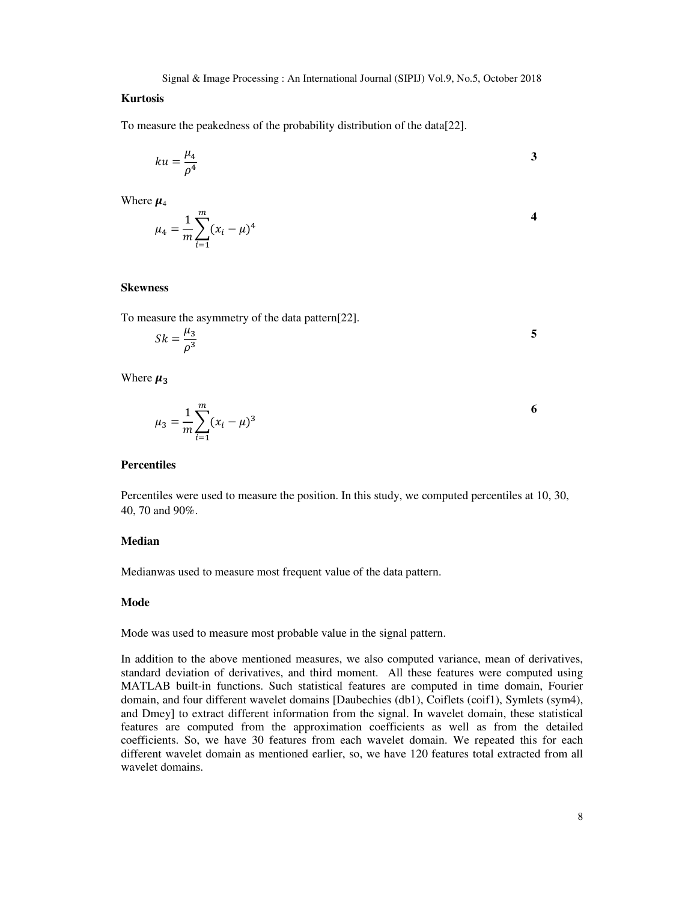**Kurtosis**

To measure the peakedness of the probability distribution of the data[22].

$$ku = \frac{\mu_4}{\rho^4} \quad \textbf{3}$$

Where $\boldsymbol{\mu}_4$

$$\mu_4 = \frac{1}{m}\sum_{i=1}^{m}(x_i - \mu)^4 \quad \textbf{4}$$

**Skewness**

To measure the asymmetry of the data pattern[22].

$$Sk = \frac{\mu_3}{\rho^3} \quad \textbf{5}$$

Where $\boldsymbol{\mu_3}$

$$\mu_3 = \frac{1}{m}\sum_{i=1}^{m}(x_i - \mu)^3 \quad \textbf{6}$$

**Percentiles**

Percentiles were used to measure the position. In this study, we computed percentiles at 10, 30, 40, 70 and 90%.

**Median**

Medianwas used to measure most frequent value of the data pattern.

**Mode**

Mode was used to measure most probable value in the signal pattern.

In addition to the above mentioned measures, we also computed variance, mean of derivatives, standard deviation of derivatives, and third moment. All these features were computed using MATLAB built-in functions. Such statistical features are computed in time domain, Fourier domain, and four different wavelet domains [Daubechies (db1), Coiflets (coif1), Symlets (sym4), and Dmey] to extract different information from the signal. In wavelet domain, these statistical features are computed from the approximation coefficients as well as from the detailed coefficients. So, we have 30 features from each wavelet domain. We repeated this for each different wavelet domain as mentioned earlier, so, we have 120 features total extracted from all wavelet domains.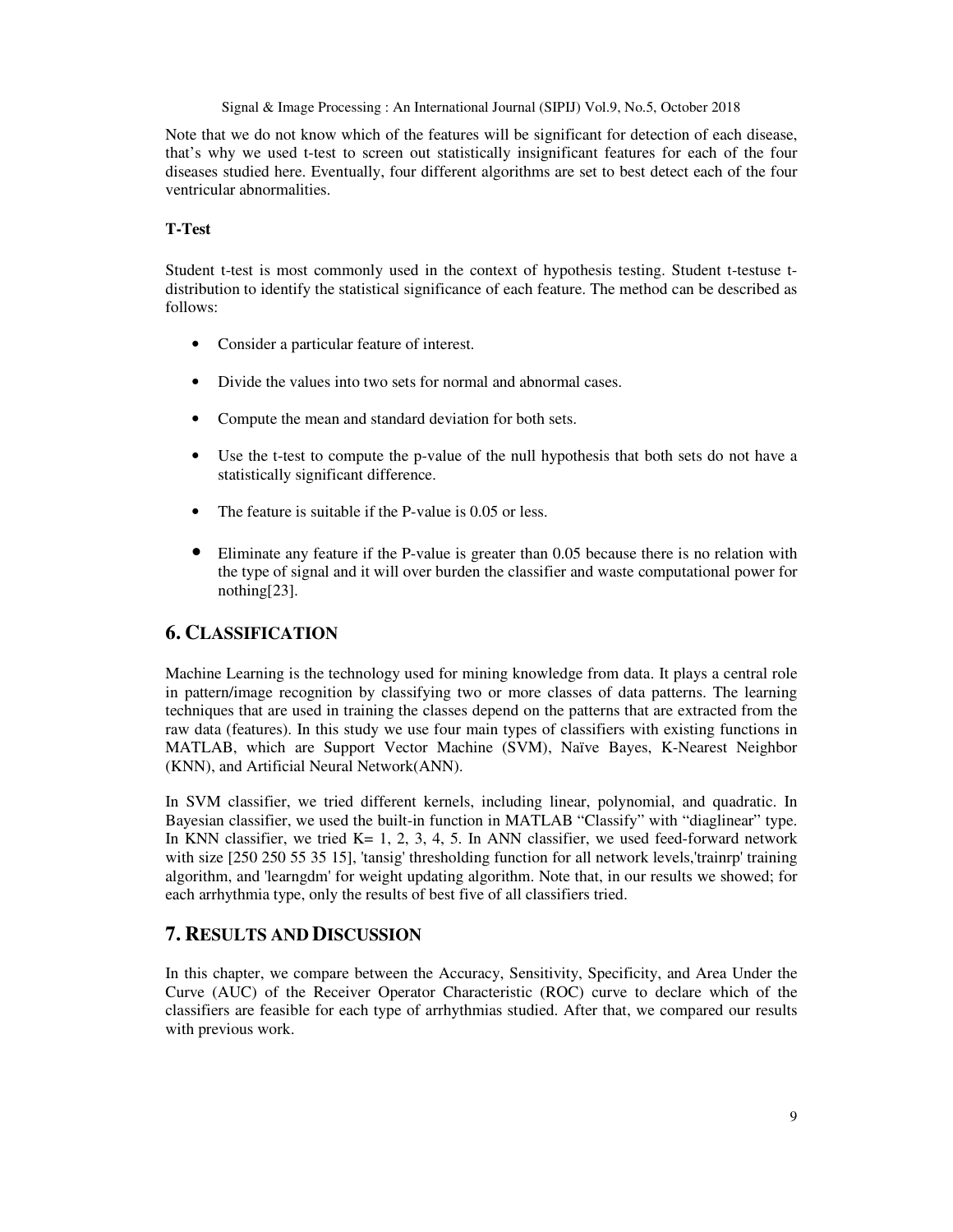Note that we do not know which of the features will be significant for detection of each disease, that's why we used t-test to screen out statistically insignificant features for each of the four diseases studied here. Eventually, four different algorithms are set to best detect each of the four ventricular abnormalities.

**T-Test**

Student t-test is most commonly used in the context of hypothesis testing. Student t-testuse t-distribution to identify the statistical significance of each feature. The method can be described as follows:

- Consider a particular feature of interest.
- Divide the values into two sets for normal and abnormal cases.
- Compute the mean and standard deviation for both sets.
- Use the t-test to compute the p-value of the null hypothesis that both sets do not have a statistically significant difference.
- The feature is suitable if the P-value is 0.05 or less.
- Eliminate any feature if the P-value is greater than 0.05 because there is no relation with the type of signal and it will over burden the classifier and waste computational power for nothing[23].

## 6. CLASSIFICATION

Machine Learning is the technology used for mining knowledge from data. It plays a central role in pattern/image recognition by classifying two or more classes of data patterns. The learning techniques that are used in training the classes depend on the patterns that are extracted from the raw data (features). In this study we use four main types of classifiers with existing functions in MATLAB, which are Support Vector Machine (SVM), Naïve Bayes, K-Nearest Neighbor (KNN), and Artificial Neural Network(ANN).

In SVM classifier, we tried different kernels, including linear, polynomial, and quadratic. In Bayesian classifier, we used the built-in function in MATLAB "Classify" with "diaglinear" type. In KNN classifier, we tried K= 1, 2, 3, 4, 5. In ANN classifier, we used feed-forward network with size [250 250 55 35 15], 'tansig' thresholding function for all network levels,'trainrp' training algorithm, and 'learngdm' for weight updating algorithm. Note that, in our results we showed; for each arrhythmia type, only the results of best five of all classifiers tried.

## 7. RESULTS AND DISCUSSION

In this chapter, we compare between the Accuracy, Sensitivity, Specificity, and Area Under the Curve (AUC) of the Receiver Operator Characteristic (ROC) curve to declare which of the classifiers are feasible for each type of arrhythmias studied. After that, we compared our results with previous work.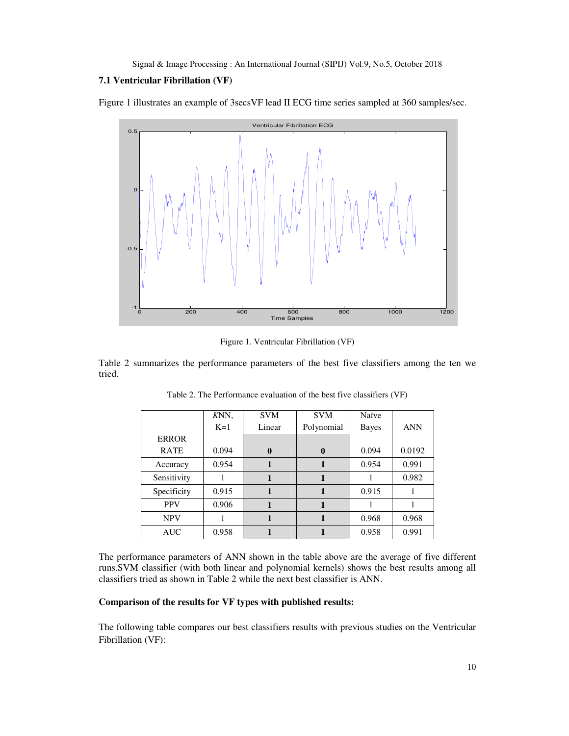### 7.1 Ventricular Fibrillation (VF)

Figure 1 illustrates an example of 3secsVF lead II ECG time series sampled at 360 samples/sec.

Figure 1. Ventricular Fibrillation (VF)

Table 2 summarizes the performance parameters of the best five classifiers among the ten we tried.

Table 2. The Performance evaluation of the best five classifiers (VF)

| | *K*NN, K=1 | SVM Linear | SVM Polynomial | Naïve Bayes | ANN |
|---|---|---|---|---|---|
| ERROR RATE | 0.094 | **0** | **0** | 0.094 | 0.0192 |
| Accuracy | 0.954 | **1** | **1** | 0.954 | 0.991 |
| Sensitivity | 1 | **1** | **1** | 1 | 0.982 |
| Specificity | 0.915 | **1** | **1** | 0.915 | 1 |
| PPV | 0.906 | **1** | **1** | 1 | 1 |
| NPV | 1 | **1** | **1** | 0.968 | 0.968 |
| AUC | 0.958 | **1** | **1** | 0.958 | 0.991 |

The performance parameters of ANN shown in the table above are the average of five different runs.SVM classifier (with both linear and polynomial kernels) shows the best results among all classifiers tried as shown in Table 2 while the next best classifier is ANN.

**Comparison of the results for VF types with published results:**

The following table compares our best classifiers results with previous studies on the Ventricular Fibrillation (VF):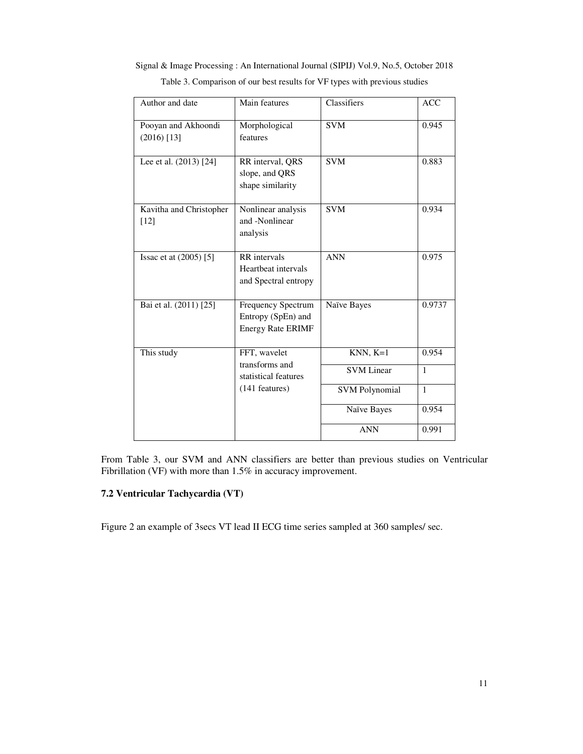Table 3. Comparison of our best results for VF types with previous studies

| Author and date | Main features | Classifiers | ACC |
| --- | --- | --- | --- |
| Pooyan and Akhoondi (2016) [13] | Morphological features | SVM | 0.945 |
| Lee et al. (2013) [24] | RR interval, QRS slope, and QRS shape similarity | SVM | 0.883 |
| Kavitha and Christopher [12] | Nonlinear analysis and -Nonlinear analysis | SVM | 0.934 |
| Issac et at (2005) [5] | RR intervals Heartbeat intervals and Spectral entropy | ANN | 0.975 |
| Bai et al. (2011) [25] | Frequency Spectrum Entropy (SpEn) and Energy Rate ERIMF | Naïve Bayes | 0.9737 |
| This study | FFT, wavelet transforms and statistical features (141 features) | KNN, K=1 | 0.954 |
| | | SVM Linear | 1 |
| | | SVM Polynomial | 1 |
| | | Naïve Bayes | 0.954 |
| | | ANN | 0.991 |

From Table 3, our SVM and ANN classifiers are better than previous studies on Ventricular Fibrillation (VF) with more than 1.5% in accuracy improvement.

### 7.2 Ventricular Tachycardia (VT)

Figure 2 an example of 3secs VT lead II ECG time series sampled at 360 samples/ sec.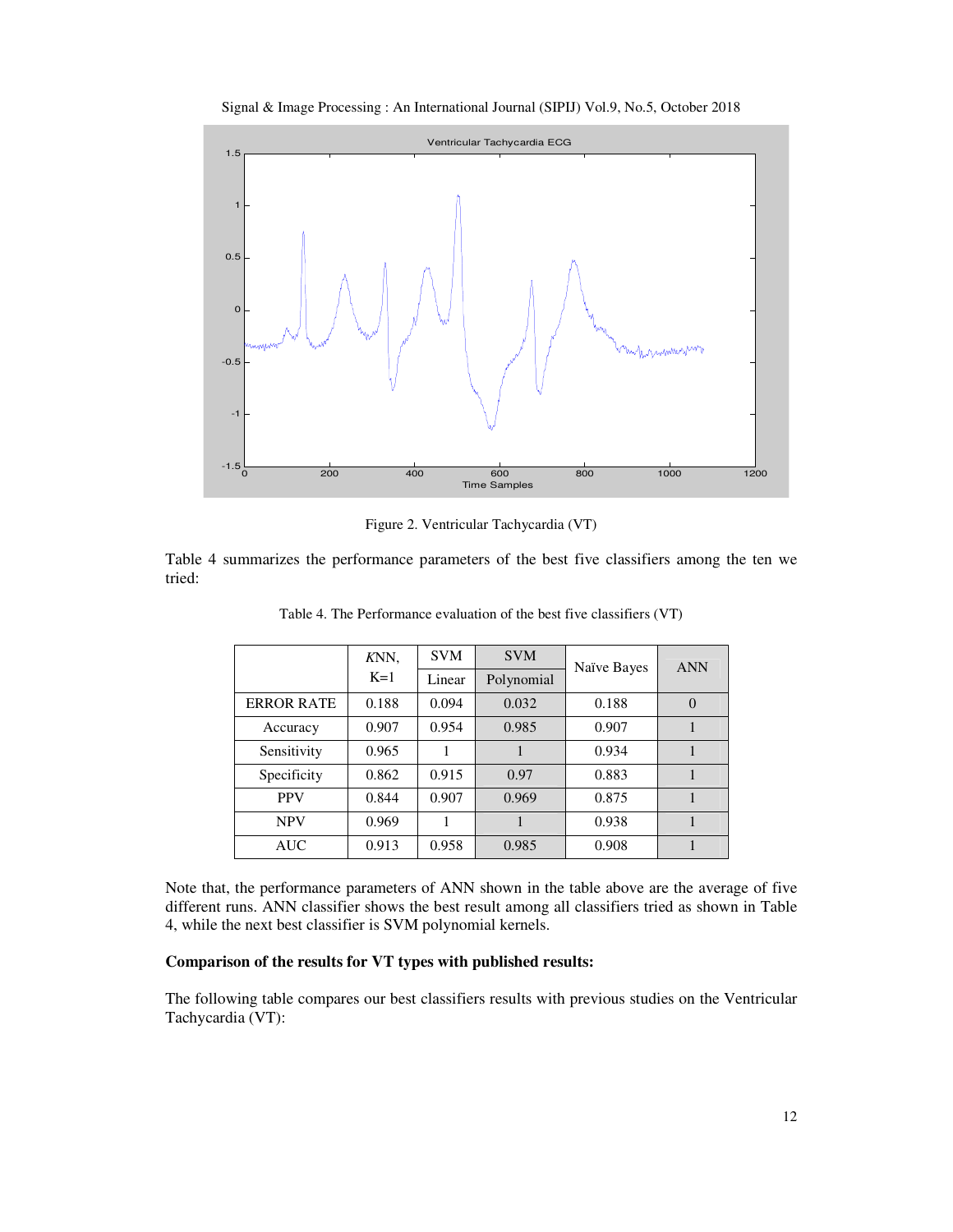Figure 2. Ventricular Tachycardia (VT)

Table 4 summarizes the performance parameters of the best five classifiers among the ten we tried:

Table 4. The Performance evaluation of the best five classifiers (VT)

| | *K*NN, | SVM | SVM | Naïve Bayes | ANN |
|---|---|---|---|---|---|
| | K=1 | Linear | Polynomial | | |
| ERROR RATE | 0.188 | 0.094 | 0.032 | 0.188 | 0 |
| Accuracy | 0.907 | 0.954 | 0.985 | 0.907 | 1 |
| Sensitivity | 0.965 | 1 | 1 | 0.934 | 1 |
| Specificity | 0.862 | 0.915 | 0.97 | 0.883 | 1 |
| PPV | 0.844 | 0.907 | 0.969 | 0.875 | 1 |
| NPV | 0.969 | 1 | 1 | 0.938 | 1 |
| AUC | 0.913 | 0.958 | 0.985 | 0.908 | 1 |

Note that, the performance parameters of ANN shown in the table above are the average of five different runs. ANN classifier shows the best result among all classifiers tried as shown in Table 4, while the next best classifier is SVM polynomial kernels.

**Comparison of the results for VT types with published results:**

The following table compares our best classifiers results with previous studies on the Ventricular Tachycardia (VT):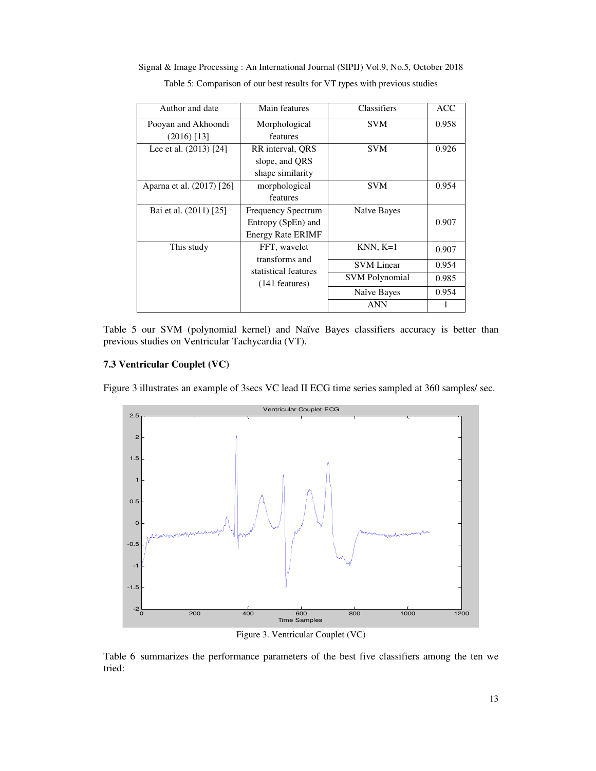Table 5: Comparison of our best results for VT types with previous studies

| Author and date | Main features | Classifiers | ACC |
|---|---|---|---|
| Pooyan and Akhoondi (2016) [13] | Morphological features | SVM | 0.958 |
| Lee et al. (2013) [24] | RR interval, QRS slope, and QRS shape similarity | SVM | 0.926 |
| Aparna et al. (2017) [26] | morphological features | SVM | 0.954 |
| Bai et al. (2011) [25] | Frequency Spectrum Entropy (SpEn) and Energy Rate ERIMF | Naïve Bayes | 0.907 |
| This study | FFT, wavelet transforms and statistical features (141 features) | KNN, K=1 | 0.907 |
| | | SVM Linear | 0.954 |
| | | SVM Polynomial | 0.985 |
| | | Naïve Bayes | 0.954 |
| | | ANN | 1 |

Table 5 our SVM (polynomial kernel) and Naïve Bayes classifiers accuracy is better than previous studies on Ventricular Tachycardia (VT).

### 7.3 Ventricular Couplet (VC)

Figure 3 illustrates an example of 3secs VC lead II ECG time series sampled at 360 samples/ sec.

Figure 3. Ventricular Couplet (VC)

Table 6 summarizes the performance parameters of the best five classifiers among the ten we tried: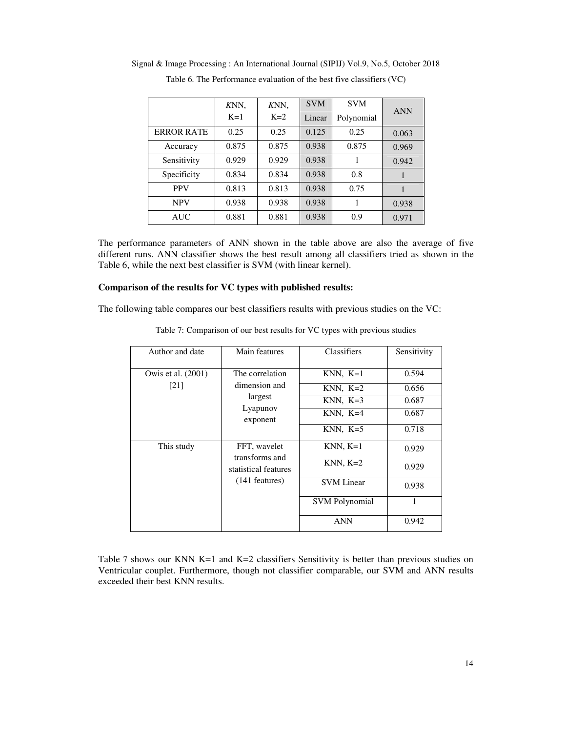Table 6. The Performance evaluation of the best five classifiers (VC)

| | *K*NN, K=1 | *K*NN, K=2 | SVM | SVM | ANN |
|---|---|---|---|---|---|
| | | | Linear | Polynomial | |
| ERROR RATE | 0.25 | 0.25 | 0.125 | 0.25 | 0.063 |
| Accuracy | 0.875 | 0.875 | 0.938 | 0.875 | 0.969 |
| Sensitivity | 0.929 | 0.929 | 0.938 | 1 | 0.942 |
| Specificity | 0.834 | 0.834 | 0.938 | 0.8 | 1 |
| PPV | 0.813 | 0.813 | 0.938 | 0.75 | 1 |
| NPV | 0.938 | 0.938 | 0.938 | 1 | 0.938 |
| AUC | 0.881 | 0.881 | 0.938 | 0.9 | 0.971 |

The performance parameters of ANN shown in the table above are also the average of five different runs. ANN classifier shows the best result among all classifiers tried as shown in the Table 6, while the next best classifier is SVM (with linear kernel).

**Comparison of the results for VC types with published results:**

The following table compares our best classifiers results with previous studies on the VC:

Table 7: Comparison of our best results for VC types with previous studies

| Author and date | Main features | Classifiers | Sensitivity |
|---|---|---|---|
| Owis et al. (2001) [21] | The correlation dimension and largest Lyapunov exponent | KNN, K=1 | 0.594 |
| | | KNN, K=2 | 0.656 |
| | | KNN, K=3 | 0.687 |
| | | KNN, K=4 | 0.687 |
| | | KNN, K=5 | 0.718 |
| This study | FFT, wavelet transforms and statistical features (141 features) | KNN, K=1 | 0.929 |
| | | KNN, K=2 | 0.929 |
| | | SVM Linear | 0.938 |
| | | SVM Polynomial | 1 |
| | | ANN | 0.942 |

Table 7 shows our KNN K=1 and K=2 classifiers Sensitivity is better than previous studies on Ventricular couplet. Furthermore, though not classifier comparable, our SVM and ANN results exceeded their best KNN results.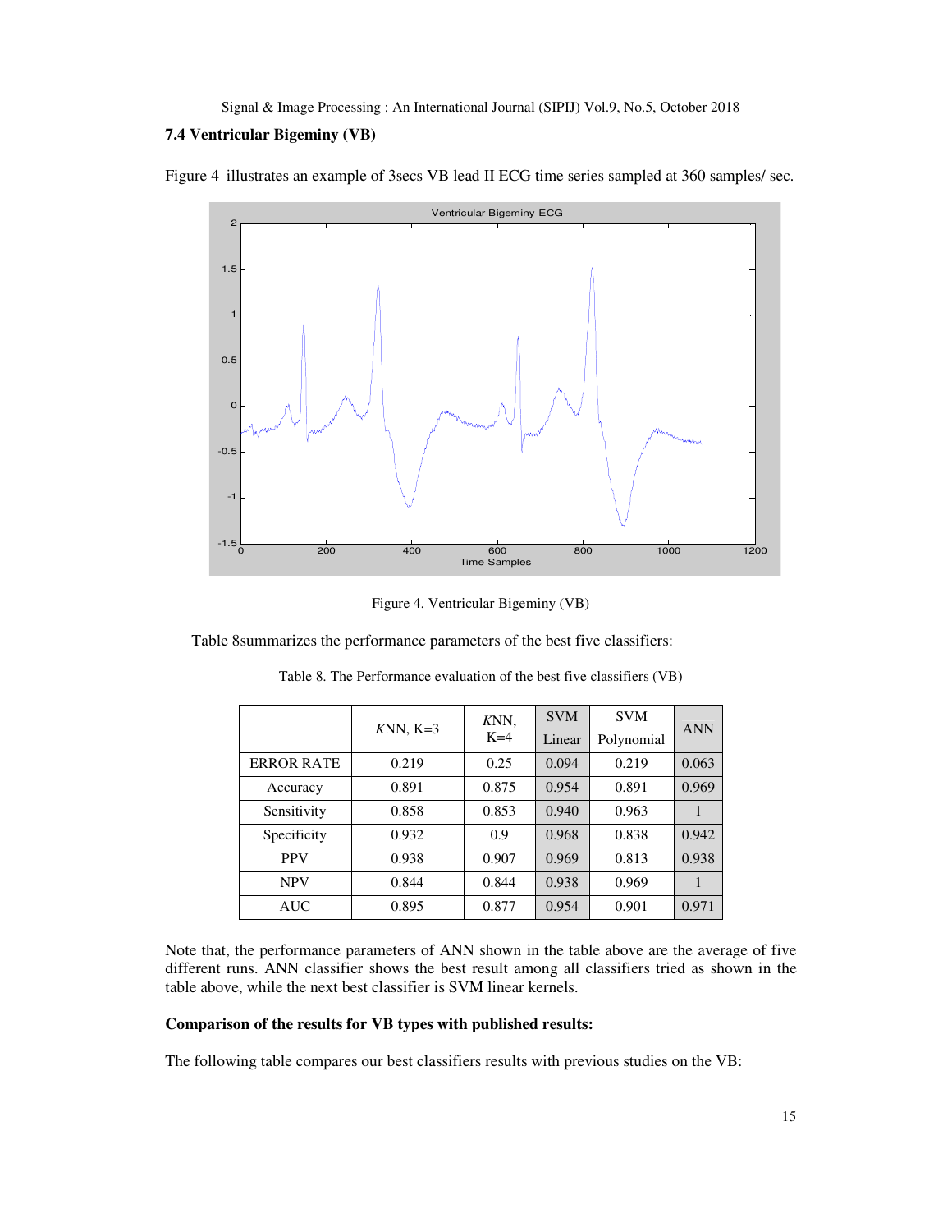### 7.4 Ventricular Bigeminy (VB)

Figure 4 illustrates an example of 3secs VB lead II ECG time series sampled at 360 samples/ sec.

Figure 4. Ventricular Bigeminy (VB)

Table 8summarizes the performance parameters of the best five classifiers:

Table 8. The Performance evaluation of the best five classifiers (VB)

| | *K*NN, K=3 | *K*NN, K=4 | SVM Linear | SVM Polynomial | ANN |
|---|---|---|---|---|---|
| ERROR RATE | 0.219 | 0.25 | 0.094 | 0.219 | 0.063 |
| Accuracy | 0.891 | 0.875 | 0.954 | 0.891 | 0.969 |
| Sensitivity | 0.858 | 0.853 | 0.940 | 0.963 | 1 |
| Specificity | 0.932 | 0.9 | 0.968 | 0.838 | 0.942 |
| PPV | 0.938 | 0.907 | 0.969 | 0.813 | 0.938 |
| NPV | 0.844 | 0.844 | 0.938 | 0.969 | 1 |
| AUC | 0.895 | 0.877 | 0.954 | 0.901 | 0.971 |

Note that, the performance parameters of ANN shown in the table above are the average of five different runs. ANN classifier shows the best result among all classifiers tried as shown in the table above, while the next best classifier is SVM linear kernels.

**Comparison of the results for VB types with published results:**

The following table compares our best classifiers results with previous studies on the VB: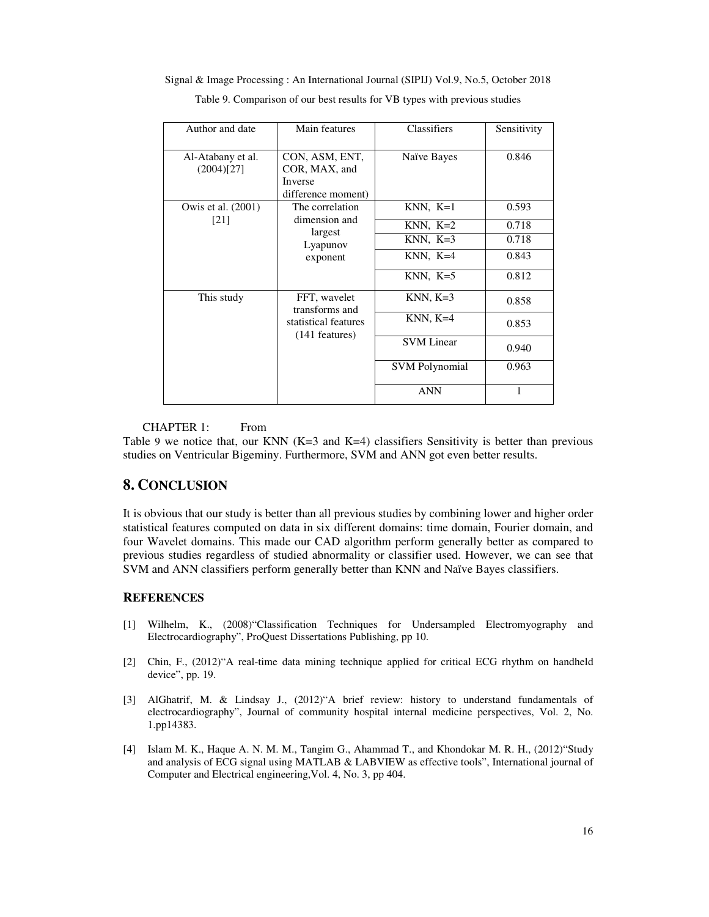Table 9. Comparison of our best results for VB types with previous studies

| Author and date | Main features | Classifiers | Sensitivity |
|---|---|---|---|
| Al-Atabany et al. (2004)[27] | CON, ASM, ENT, COR, MAX, and Inverse difference moment) | Naïve Bayes | 0.846 |
| Owis et al. (2001) [21] | The correlation dimension and largest Lyapunov exponent | KNN, K=1 | 0.593 |
| | | KNN, K=2 | 0.718 |
| | | KNN, K=3 | 0.718 |
| | | KNN, K=4 | 0.843 |
| | | KNN, K=5 | 0.812 |
| This study | FFT, wavelet transforms and statistical features (141 features) | KNN, K=3 | 0.858 |
| | | KNN, K=4 | 0.853 |
| | | SVM Linear | 0.940 |
| | | SVM Polynomial | 0.963 |
| | | ANN | 1 |

CHAPTER 1: From Table 9 we notice that, our KNN (K=3 and K=4) classifiers Sensitivity is better than previous studies on Ventricular Bigeminy. Furthermore, SVM and ANN got even better results.

## 8. CONCLUSION

It is obvious that our study is better than all previous studies by combining lower and higher order statistical features computed on data in six different domains: time domain, Fourier domain, and four Wavelet domains. This made our CAD algorithm perform generally better as compared to previous studies regardless of studied abnormality or classifier used. However, we can see that SVM and ANN classifiers perform generally better than KNN and Naïve Bayes classifiers.

## REFERENCES

[1] Wilhelm, K., (2008)"Classification Techniques for Undersampled Electromyography and Electrocardiography", ProQuest Dissertations Publishing, pp 10.

[2] Chin, F., (2012)"A real-time data mining technique applied for critical ECG rhythm on handheld device", pp. 19.

[3] AlGhatrif, M. & Lindsay J., (2012)"A brief review: history to understand fundamentals of electrocardiography", Journal of community hospital internal medicine perspectives, Vol. 2, No. 1.pp14383.

[4] Islam M. K., Haque A. N. M. M., Tangim G., Ahammad T., and Khondokar M. R. H., (2012)"Study and analysis of ECG signal using MATLAB & LABVIEW as effective tools", International journal of Computer and Electrical engineering,Vol. 4, No. 3, pp 404.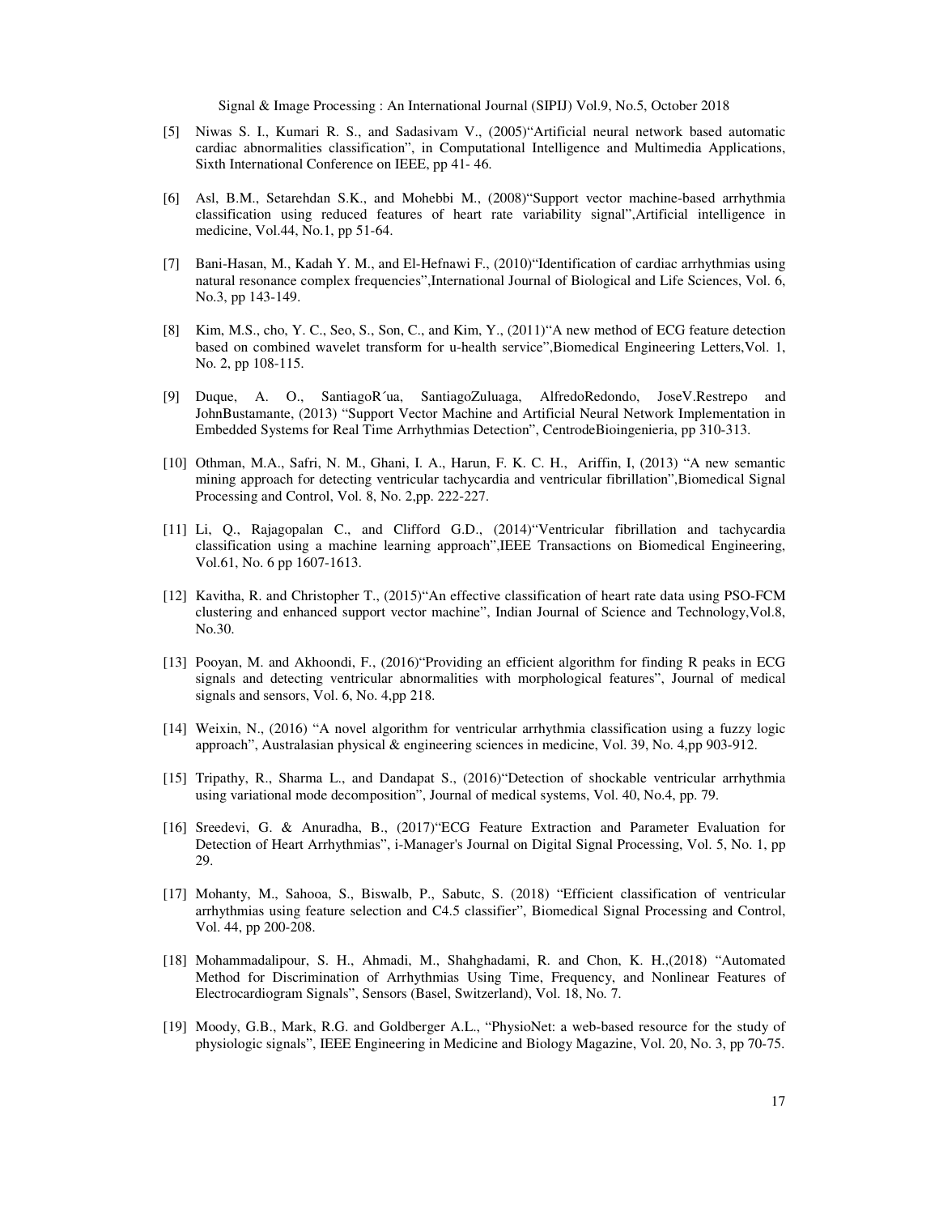[5] Niwas S. I., Kumari R. S., and Sadasivam V., (2005)"Artificial neural network based automatic cardiac abnormalities classification", in Computational Intelligence and Multimedia Applications, Sixth International Conference on IEEE, pp 41- 46.

[6] Asl, B.M., Setarehdan S.K., and Mohebbi M., (2008)"Support vector machine-based arrhythmia classification using reduced features of heart rate variability signal",Artificial intelligence in medicine, Vol.44, No.1, pp 51-64.

[7] Bani-Hasan, M., Kadah Y. M., and El-Hefnawi F., (2010)"Identification of cardiac arrhythmias using natural resonance complex frequencies",International Journal of Biological and Life Sciences, Vol. 6, No.3, pp 143-149.

[8] Kim, M.S., cho, Y. C., Seo, S., Son, C., and Kim, Y., (2011)"A new method of ECG feature detection based on combined wavelet transform for u-health service",Biomedical Engineering Letters,Vol. 1, No. 2, pp 108-115.

[9] Duque, A. O., SantiagoR´ua, SantiagoZuluaga, AlfredoRedondo, JoseV.Restrepo and JohnBustamante, (2013) "Support Vector Machine and Artificial Neural Network Implementation in Embedded Systems for Real Time Arrhythmias Detection", CentrodeBioingenieria, pp 310-313.

[10] Othman, M.A., Safri, N. M., Ghani, I. A., Harun, F. K. C. H., Ariffin, I, (2013) "A new semantic mining approach for detecting ventricular tachycardia and ventricular fibrillation",Biomedical Signal Processing and Control, Vol. 8, No. 2,pp. 222-227.

[11] Li, Q., Rajagopalan C., and Clifford G.D., (2014)"Ventricular fibrillation and tachycardia classification using a machine learning approach",IEEE Transactions on Biomedical Engineering, Vol.61, No. 6 pp 1607-1613.

[12] Kavitha, R. and Christopher T., (2015)"An effective classification of heart rate data using PSO-FCM clustering and enhanced support vector machine", Indian Journal of Science and Technology,Vol.8, No.30.

[13] Pooyan, M. and Akhoondi, F., (2016)"Providing an efficient algorithm for finding R peaks in ECG signals and detecting ventricular abnormalities with morphological features", Journal of medical signals and sensors, Vol. 6, No. 4,pp 218.

[14] Weixin, N., (2016) "A novel algorithm for ventricular arrhythmia classification using a fuzzy logic approach", Australasian physical & engineering sciences in medicine, Vol. 39, No. 4,pp 903-912.

[15] Tripathy, R., Sharma L., and Dandapat S., (2016)"Detection of shockable ventricular arrhythmia using variational mode decomposition", Journal of medical systems, Vol. 40, No.4, pp. 79.

[16] Sreedevi, G. & Anuradha, B., (2017)"ECG Feature Extraction and Parameter Evaluation for Detection of Heart Arrhythmias", i-Manager's Journal on Digital Signal Processing, Vol. 5, No. 1, pp 29.

[17] Mohanty, M., Sahooa, S., Biswalb, P., Sabutc, S. (2018) "Efficient classification of ventricular arrhythmias using feature selection and C4.5 classifier", Biomedical Signal Processing and Control, Vol. 44, pp 200-208.

[18] Mohammadalipour, S. H., Ahmadi, M., Shahghadami, R. and Chon, K. H.,(2018) "Automated Method for Discrimination of Arrhythmias Using Time, Frequency, and Nonlinear Features of Electrocardiogram Signals", Sensors (Basel, Switzerland), Vol. 18, No. 7.

[19] Moody, G.B., Mark, R.G. and Goldberger A.L., "PhysioNet: a web-based resource for the study of physiologic signals", IEEE Engineering in Medicine and Biology Magazine, Vol. 20, No. 3, pp 70-75.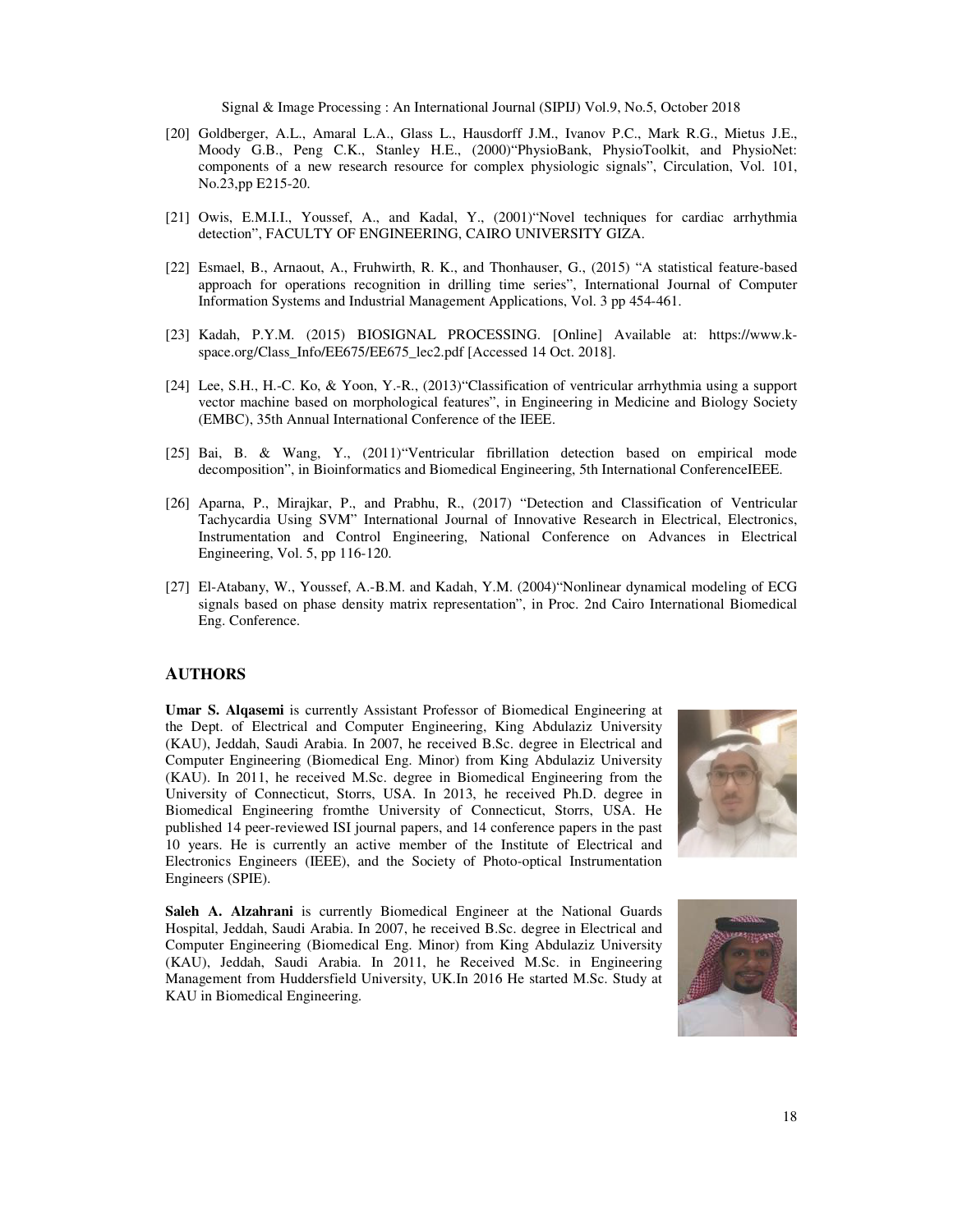[20] Goldberger, A.L., Amaral L.A., Glass L., Hausdorff J.M., Ivanov P.C., Mark R.G., Mietus J.E., Moody G.B., Peng C.K., Stanley H.E., (2000)"PhysioBank, PhysioToolkit, and PhysioNet: components of a new research resource for complex physiologic signals", Circulation, Vol. 101, No.23,pp E215-20.

[21] Owis, E.M.I.I., Youssef, A., and Kadal, Y., (2001)"Novel techniques for cardiac arrhythmia detection", FACULTY OF ENGINEERING, CAIRO UNIVERSITY GIZA.

[22] Esmael, B., Arnaout, A., Fruhwirth, R. K., and Thonhauser, G., (2015) "A statistical feature-based approach for operations recognition in drilling time series", International Journal of Computer Information Systems and Industrial Management Applications, Vol. 3 pp 454-461.

[23] Kadah, P.Y.M. (2015) BIOSIGNAL PROCESSING. [Online] Available at: https://www.k-space.org/Class_Info/EE675/EE675_lec2.pdf [Accessed 14 Oct. 2018].

[24] Lee, S.H., H.-C. Ko, & Yoon, Y.-R., (2013)"Classification of ventricular arrhythmia using a support vector machine based on morphological features", in Engineering in Medicine and Biology Society (EMBC), 35th Annual International Conference of the IEEE.

[25] Bai, B. & Wang, Y., (2011)"Ventricular fibrillation detection based on empirical mode decomposition", in Bioinformatics and Biomedical Engineering, 5th International ConferenceIEEE.

[26] Aparna, P., Mirajkar, P., and Prabhu, R., (2017) "Detection and Classification of Ventricular Tachycardia Using SVM" International Journal of Innovative Research in Electrical, Electronics, Instrumentation and Control Engineering, National Conference on Advances in Electrical Engineering, Vol. 5, pp 116-120.

[27] El-Atabany, W., Youssef, A.-B.M. and Kadah, Y.M. (2004)"Nonlinear dynamical modeling of ECG signals based on phase density matrix representation", in Proc. 2nd Cairo International Biomedical Eng. Conference.

## AUTHORS

**Umar S. Alqasemi** is currently Assistant Professor of Biomedical Engineering at the Dept. of Electrical and Computer Engineering, King Abdulaziz University (KAU), Jeddah, Saudi Arabia. In 2007, he received B.Sc. degree in Electrical and Computer Engineering (Biomedical Eng. Minor) from King Abdulaziz University (KAU). In 2011, he received M.Sc. degree in Biomedical Engineering from the University of Connecticut, Storrs, USA. In 2013, he received Ph.D. degree in Biomedical Engineering fromthe University of Connecticut, Storrs, USA. He published 14 peer-reviewed ISI journal papers, and 14 conference papers in the past 10 years. He is currently an active member of the Institute of Electrical and Electronics Engineers (IEEE), and the Society of Photo-optical Instrumentation Engineers (SPIE).

**Saleh A. Alzahrani** is currently Biomedical Engineer at the National Guards Hospital, Jeddah, Saudi Arabia. In 2007, he received B.Sc. degree in Electrical and Computer Engineering (Biomedical Eng. Minor) from King Abdulaziz University (KAU), Jeddah, Saudi Arabia. In 2011, he Received M.Sc. in Engineering Management from Huddersfield University, UK.In 2016 He started M.Sc. Study at KAU in Biomedical Engineering.